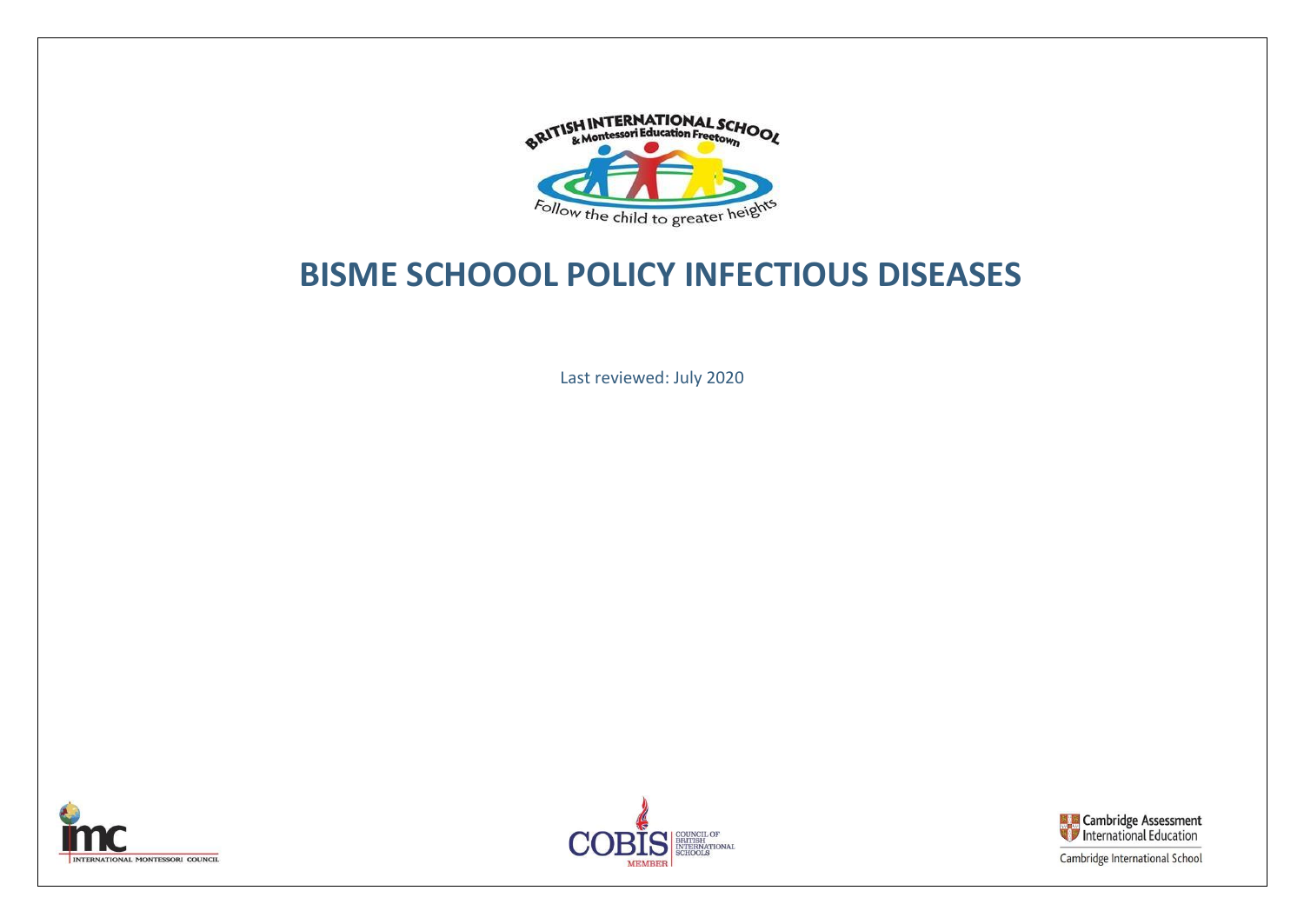# BISME SCHOOOL POLICY INFECTIOUS DISEASES

Last reviewed: July 2020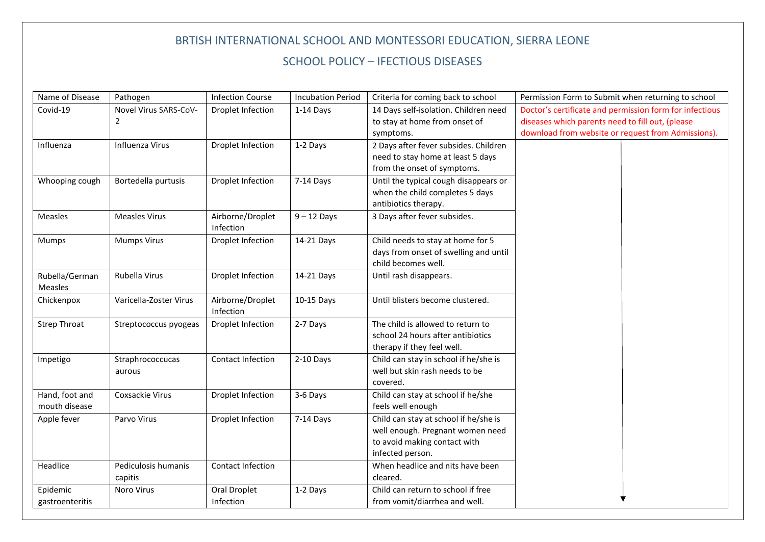# BRTISH INTERNATIONAL SCHOOL AND MONTESSORI EDUCATION, SIERRA LEONE

## SCHOOL POLICY – IFECTIOUS DISEASES

| Name of Disease | Pathogen | Infection Course | Incubation Period | Criteria for coming back to school | Permission Form to Submit when returning to school |
|---|---|---|---|---|---|
| Covid-19 | Novel Virus SARS-CoV-2 | Droplet Infection | 1-14 Days | 14 Days self-isolation. Children need to stay at home from onset of symptoms. | Doctor's certificate and permission form for infectious diseases which parents need to fill out, (please download from website or request from Admissions). |
| Influenza | Influenza Virus | Droplet Infection | 1-2 Days | 2 Days after fever subsides. Children need to stay home at least 5 days from the onset of symptoms. | ↓ |
| Whooping cough | Bortedella purtusis | Droplet Infection | 7-14 Days | Until the typical cough disappears or when the child completes 5 days antibiotics therapy. | ↓ |
| Measles | Measles Virus | Airborne/Droplet Infection | 9 – 12 Days | 3 Days after fever subsides. | ↓ |
| Mumps | Mumps Virus | Droplet Infection | 14-21 Days | Child needs to stay at home for 5 days from onset of swelling and until child becomes well. | ↓ |
| Rubella/German Measles | Rubella Virus | Droplet Infection | 14-21 Days | Until rash disappears. | ↓ |
| Chickenpox | Varicella-Zoster Virus | Airborne/Droplet Infection | 10-15 Days | Until blisters become clustered. | ↓ |
| Strep Throat | Streptococcus pyogeas | Droplet Infection | 2-7 Days | The child is allowed to return to school 24 hours after antibiotics therapy if they feel well. | ↓ |
| Impetigo | Straphrococcucas aurous | Contact Infection | 2-10 Days | Child can stay in school if he/she is well but skin rash needs to be covered. | ↓ |
| Hand, foot and mouth disease | Coxsackie Virus | Droplet Infection | 3-6 Days | Child can stay at school if he/she feels well enough | ↓ |
| Apple fever | Parvo Virus | Droplet Infection | 7-14 Days | Child can stay at school if he/she is well enough. Pregnant women need to avoid making contact with infected person. | ↓ |
| Headlice | Pediculosis humanis capitis | Contact Infection | | When headlice and nits have been cleared. | ↓ |
| Epidemic gastroenteritis | Noro Virus | Oral Droplet Infection | 1-2 Days | Child can return to school if free from vomit/diarrhea and well. | ↓ |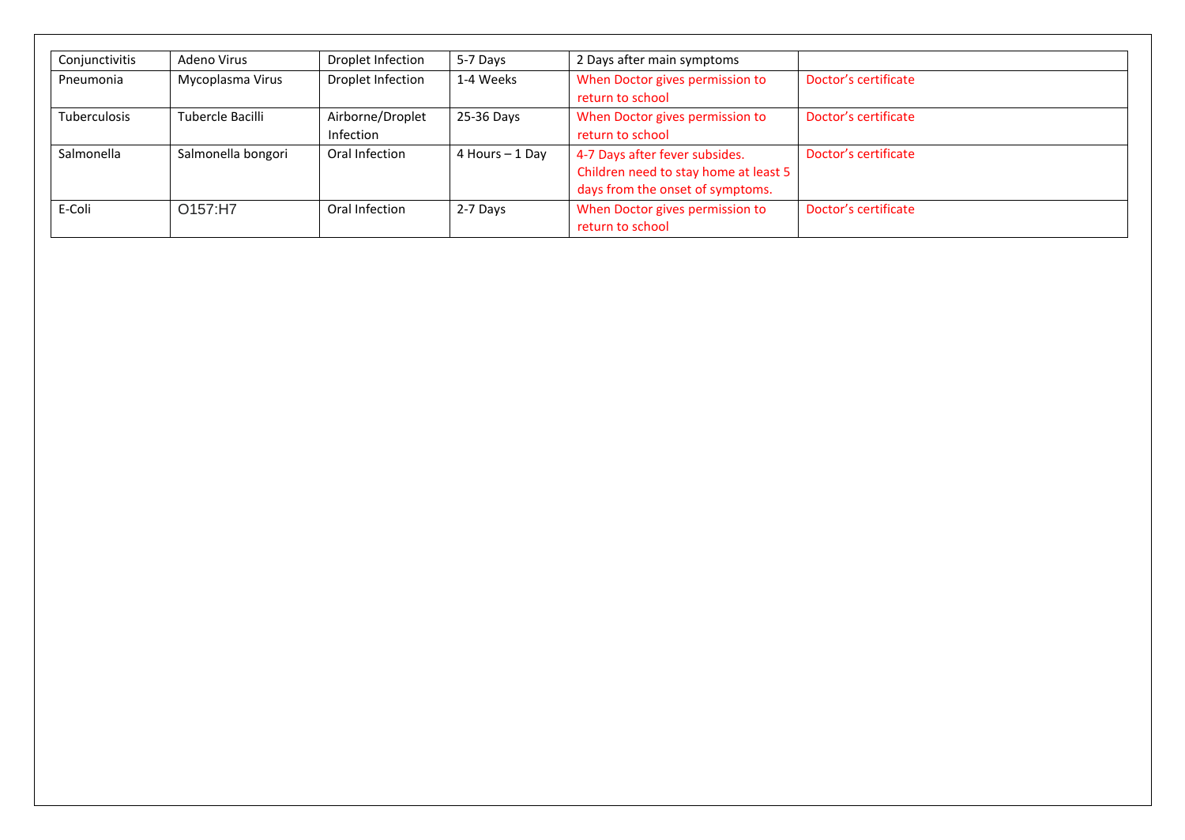| | | | | | |
|---|---|---|---|---|---|
| Conjunctivitis | Adeno Virus | Droplet Infection | 5-7 Days | 2 Days after main symptoms | |
| Pneumonia | Mycoplasma Virus | Droplet Infection | 1-4 Weeks | When Doctor gives permission to return to school | Doctor's certificate |
| Tuberculosis | Tubercle Bacilli | Airborne/Droplet Infection | 25-36 Days | When Doctor gives permission to return to school | Doctor's certificate |
| Salmonella | Salmonella bongori | Oral Infection | 4 Hours – 1 Day | 4-7 Days after fever subsides. Children need to stay home at least 5 days from the onset of symptoms. | Doctor's certificate |
| E-Coli | O157:H7 | Oral Infection | 2-7 Days | When Doctor gives permission to return to school | Doctor's certificate |